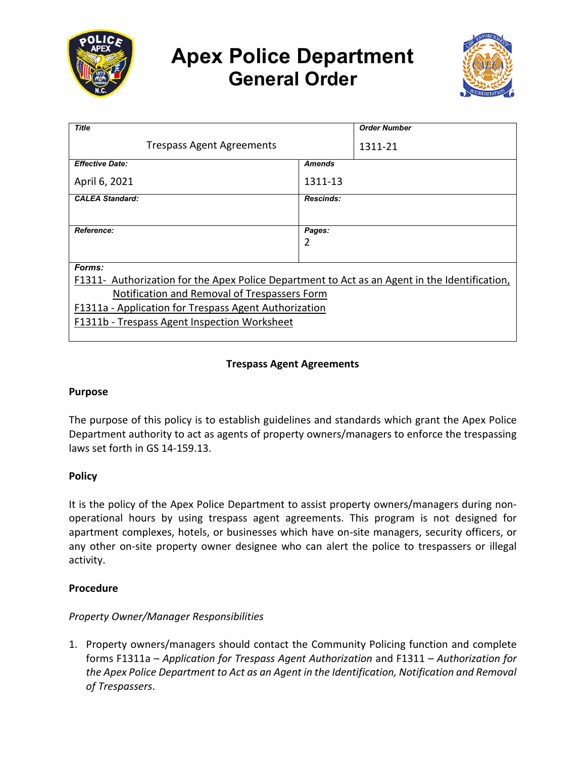# Apex Police Department
## General Order

| Title | | Order Number |
|---|---|---|
| Trespass Agent Agreements | | 1311-21 |
| **Effective Date:** | **Amends** | |
| April 6, 2021 | 1311-13 | |
| **CALEA Standard:** | **Rescinds:** | |
| | | |
| **Reference:** | **Pages:** | |
| | 2 | |

**Forms:**

F1311- Authorization for the Apex Police Department to Act as an Agent in the Identification, Notification and Removal of Trespassers Form
F1311a - Application for Trespass Agent Authorization
F1311b - Trespass Agent Inspection Worksheet

**Trespass Agent Agreements**

**Purpose**

The purpose of this policy is to establish guidelines and standards which grant the Apex Police Department authority to act as agents of property owners/managers to enforce the trespassing laws set forth in GS 14-159.13.

**Policy**

It is the policy of the Apex Police Department to assist property owners/managers during non-operational hours by using trespass agent agreements. This program is not designed for apartment complexes, hotels, or businesses which have on-site managers, security officers, or any other on-site property owner designee who can alert the police to trespassers or illegal activity.

**Procedure**

*Property Owner/Manager Responsibilities*

1. Property owners/managers should contact the Community Policing function and complete forms F1311a – *Application for Trespass Agent Authorization* and F1311 – *Authorization for the Apex Police Department to Act as an Agent in the Identification, Notification and Removal of Trespassers*.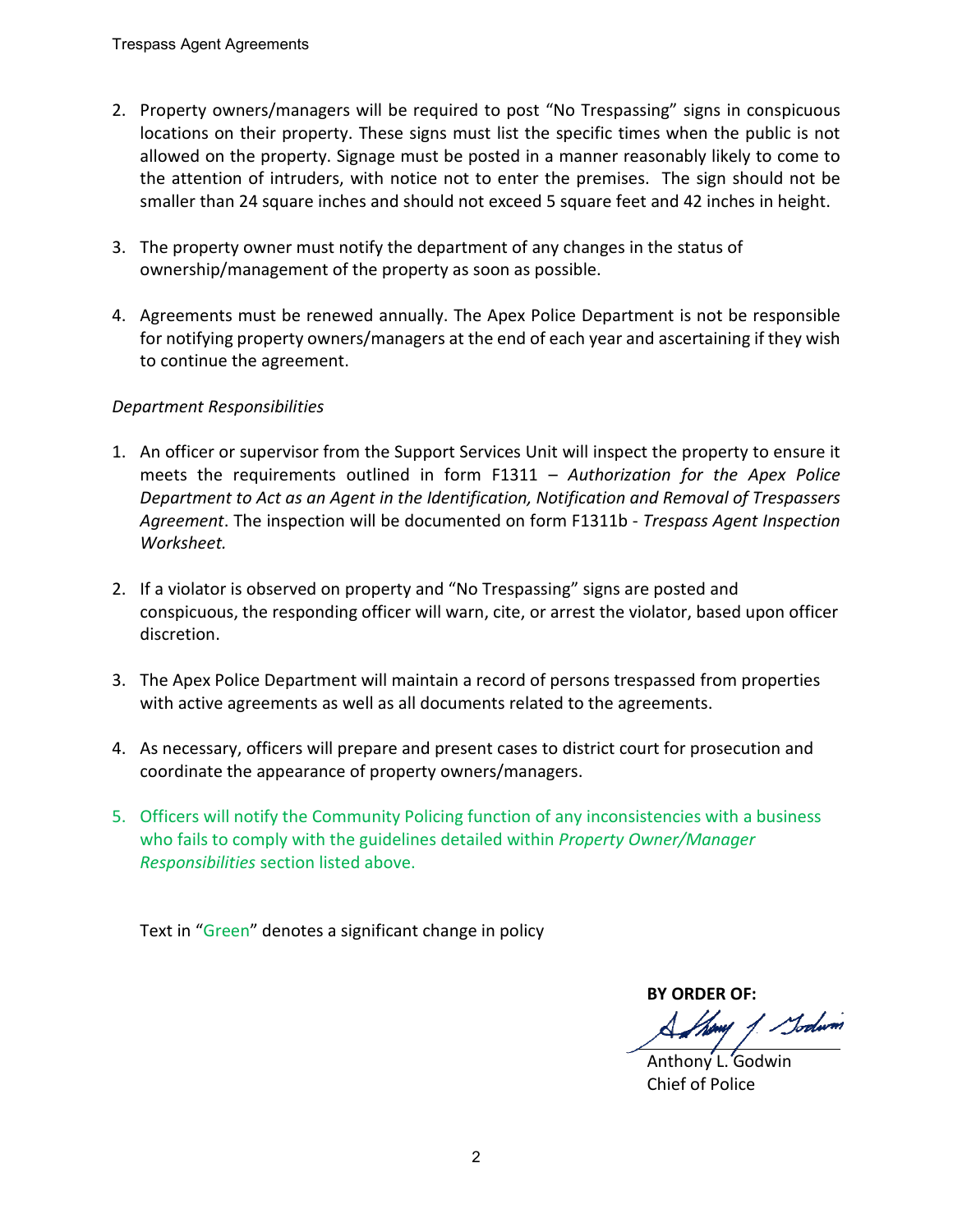2. Property owners/managers will be required to post "No Trespassing" signs in conspicuous locations on their property. These signs must list the specific times when the public is not allowed on the property. Signage must be posted in a manner reasonably likely to come to the attention of intruders, with notice not to enter the premises. The sign should not be smaller than 24 square inches and should not exceed 5 square feet and 42 inches in height.

3. The property owner must notify the department of any changes in the status of ownership/management of the property as soon as possible.

4. Agreements must be renewed annually. The Apex Police Department is not be responsible for notifying property owners/managers at the end of each year and ascertaining if they wish to continue the agreement.

*Department Responsibilities*

1. An officer or supervisor from the Support Services Unit will inspect the property to ensure it meets the requirements outlined in form F1311 – *Authorization for the Apex Police Department to Act as an Agent in the Identification, Notification and Removal of Trespassers Agreement*. The inspection will be documented on form F1311b - *Trespass Agent Inspection Worksheet.*

2. If a violator is observed on property and "No Trespassing" signs are posted and conspicuous, the responding officer will warn, cite, or arrest the violator, based upon officer discretion.

3. The Apex Police Department will maintain a record of persons trespassed from properties with active agreements as well as all documents related to the agreements.

4. As necessary, officers will prepare and present cases to district court for prosecution and coordinate the appearance of property owners/managers.

5. Officers will notify the Community Policing function of any inconsistencies with a business who fails to comply with the guidelines detailed within *Property Owner/Manager Responsibilities* section listed above.

Text in "Green" denotes a significant change in policy

**BY ORDER OF:**

Anthony L. Godwin
Chief of Police